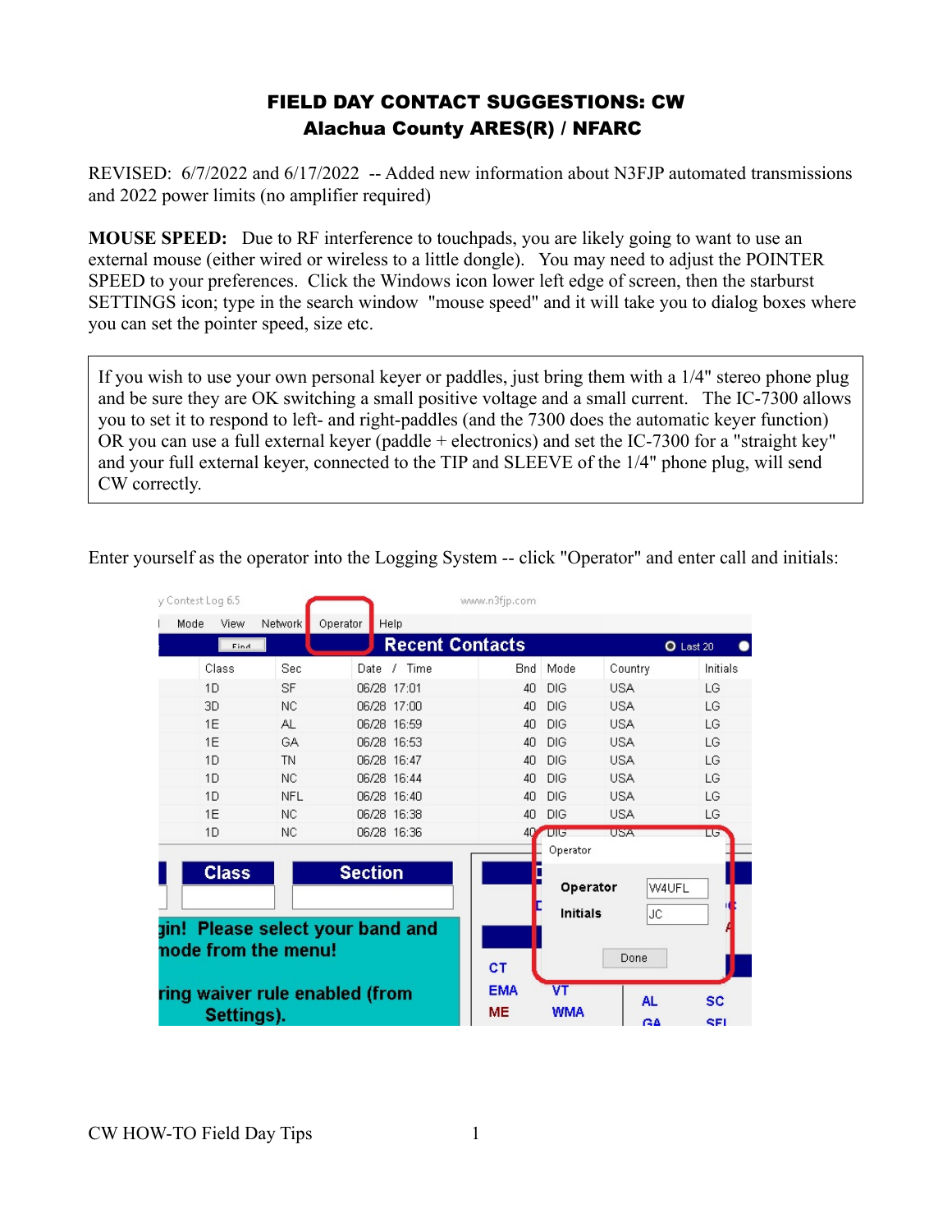# FIELD DAY CONTACT SUGGESTIONS: CW

## Alachua County ARES(R) / NFARC

REVISED: 6/7/2022 and 6/17/2022 -- Added new information about N3FJP automated transmissions and 2022 power limits (no amplifier required)

**MOUSE SPEED:** Due to RF interference to touchpads, you are likely going to want to use an external mouse (either wired or wireless to a little dongle). You may need to adjust the POINTER SPEED to your preferences. Click the Windows icon lower left edge of screen, then the starburst SETTINGS icon; type in the search window "mouse speed" and it will take you to dialog boxes where you can set the pointer speed, size etc.

> If you wish to use your own personal keyer or paddles, just bring them with a 1/4" stereo phone plug and be sure they are OK switching a small positive voltage and a small current. The IC-7300 allows you to set it to respond to left- and right-paddles (and the 7300 does the automatic keyer function) OR you can use a full external keyer (paddle + electronics) and set the IC-7300 for a "straight key" and your full external keyer, connected to the TIP and SLEEVE of the 1/4" phone plug, will send CW correctly.

Enter yourself as the operator into the Logging System -- click "Operator" and enter call and initials: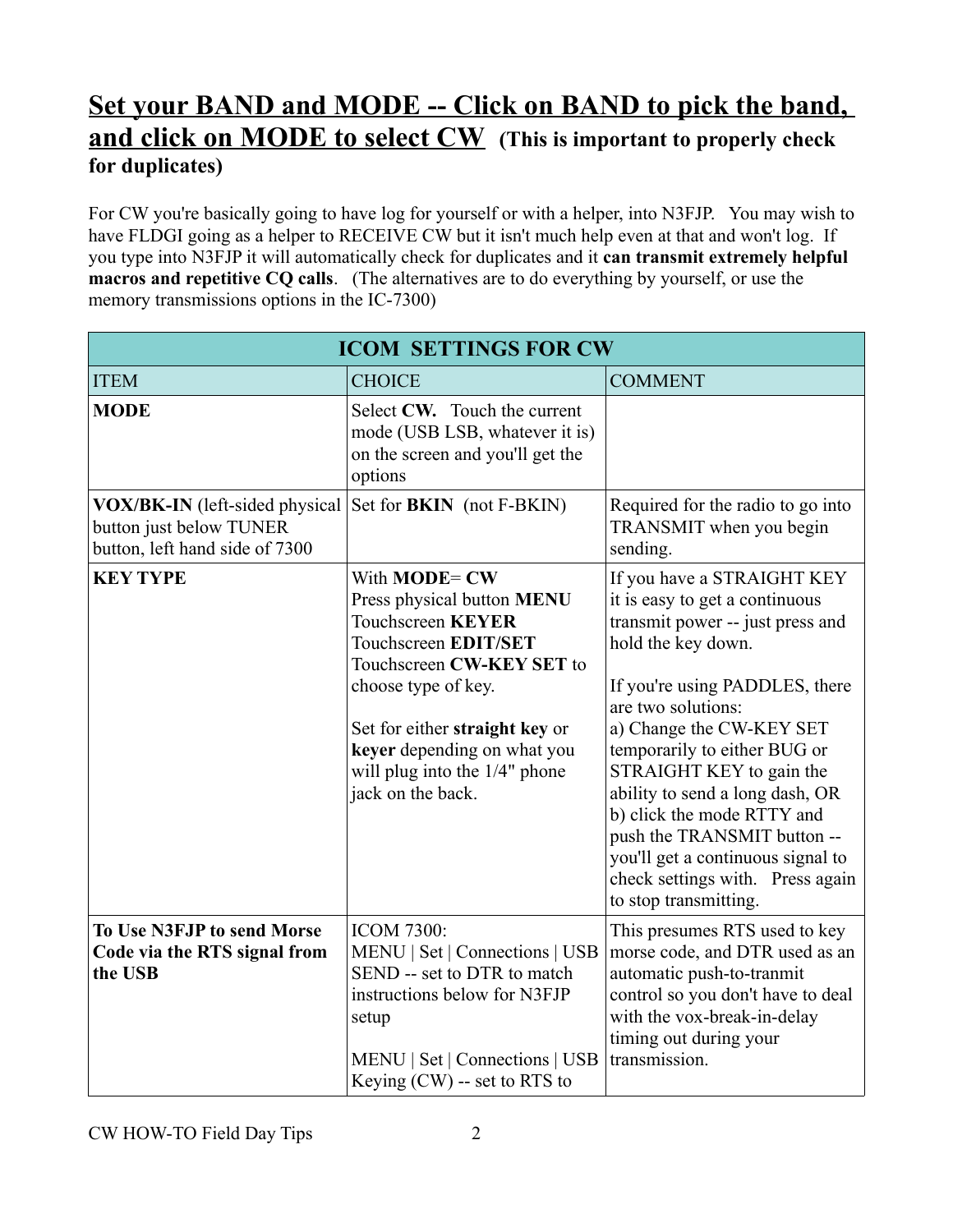## Set your BAND and MODE -- Click on BAND to pick the band, and click on MODE to select CW **(This is important to properly check for duplicates)**

For CW you're basically going to have log for yourself or with a helper, into N3FJP. You may wish to have FLDGI going as a helper to RECEIVE CW but it isn't much help even at that and won't log. If you type into N3FJP it will automatically check for duplicates and it **can transmit extremely helpful macros and repetitive CQ calls**. (The alternatives are to do everything by yourself, or use the memory transmissions options in the IC-7300)

| ICOM SETTINGS FOR CW | | |
|---|---|---|
| ITEM | CHOICE | COMMENT |
| **MODE** | Select **CW.** Touch the current mode (USB LSB, whatever it is) on the screen and you'll get the options | |
| **VOX/BK-IN** (left-sided physical button just below TUNER button, left hand side of 7300 | Set for **BKIN** (not F-BKIN) | Required for the radio to go into TRANSMIT when you begin sending. |
| **KEY TYPE** | With **MODE**= **CW**<br>Press physical button **MENU**<br>Touchscreen **KEYER**<br>Touchscreen **EDIT/SET**<br>Touchscreen **CW-KEY SET** to choose type of key.<br><br>Set for either **straight key** or **keyer** depending on what you will plug into the 1/4" phone jack on the back. | If you have a STRAIGHT KEY it is easy to get a continuous transmit power -- just press and hold the key down.<br><br>If you're using PADDLES, there are two solutions:<br>a) Change the CW-KEY SET temporarily to either BUG or STRAIGHT KEY to gain the ability to send a long dash, OR<br>b) click the mode RTTY and push the TRANSMIT button -- you'll get a continuous signal to check settings with. Press again to stop transmitting. |
| **To Use N3FJP to send Morse Code via the RTS signal from the USB** | ICOM 7300:<br>MENU \| Set \| Connections \| USB SEND -- set to DTR to match instructions below for N3FJP setup<br><br>MENU \| Set \| Connections \| USB Keying (CW) -- set to RTS to | This presumes RTS used to key morse code, and DTR used as an automatic push-to-tranmit control so you don't have to deal with the vox-break-in-delay timing out during your transmission. |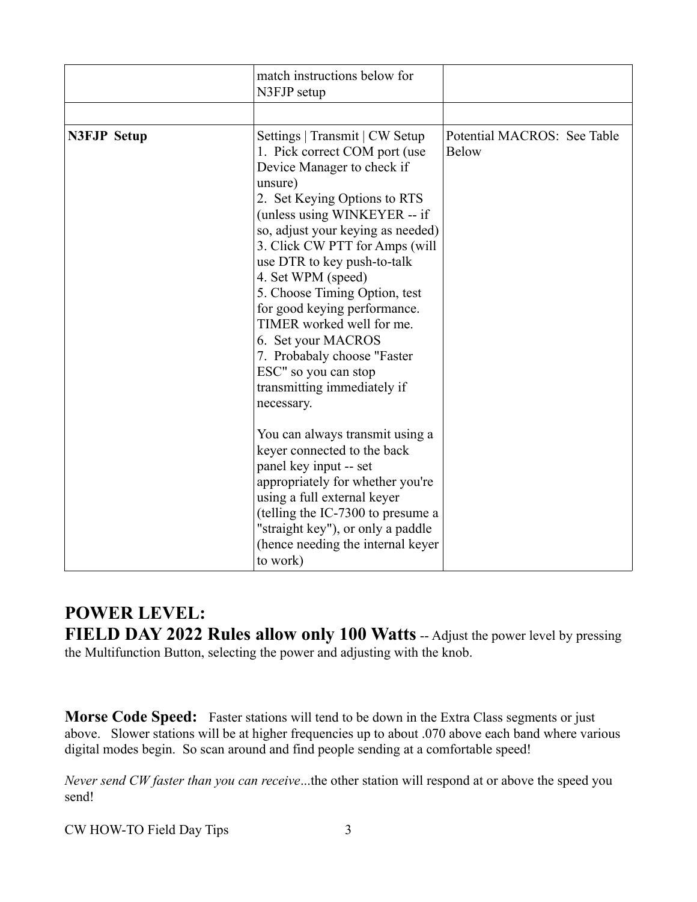| | | |
|---|---|---|
| | match instructions below for N3FJP setup | |
| | | |
| **N3FJP Setup** | Settings \| Transmit \| CW Setup<br>1. Pick correct COM port (use Device Manager to check if unsure)<br>2. Set Keying Options to RTS (unless using WINKEYER -- if so, adjust your keying as needed)<br>3. Click CW PTT for Amps (will use DTR to key push-to-talk<br>4. Set WPM (speed)<br>5. Choose Timing Option, test for good keying performance. TIMER worked well for me.<br>6. Set your MACROS<br>7. Probabaly choose "Faster ESC" so you can stop transmitting immediately if necessary.<br><br>You can always transmit using a keyer connected to the back panel key input -- set appropriately for whether you're using a full external keyer (telling the IC-7300 to presume a "straight key"), or only a paddle (hence needing the internal keyer to work) | Potential MACROS: See Table Below |

## POWER LEVEL:

**FIELD DAY 2022 Rules allow only 100 Watts** -- Adjust the power level by pressing the Multifunction Button, selecting the power and adjusting with the knob.

**Morse Code Speed:** Faster stations will tend to be down in the Extra Class segments or just above. Slower stations will be at higher frequencies up to about .070 above each band where various digital modes begin. So scan around and find people sending at a comfortable speed!

*Never send CW faster than you can receive*...the other station will respond at or above the speed you send!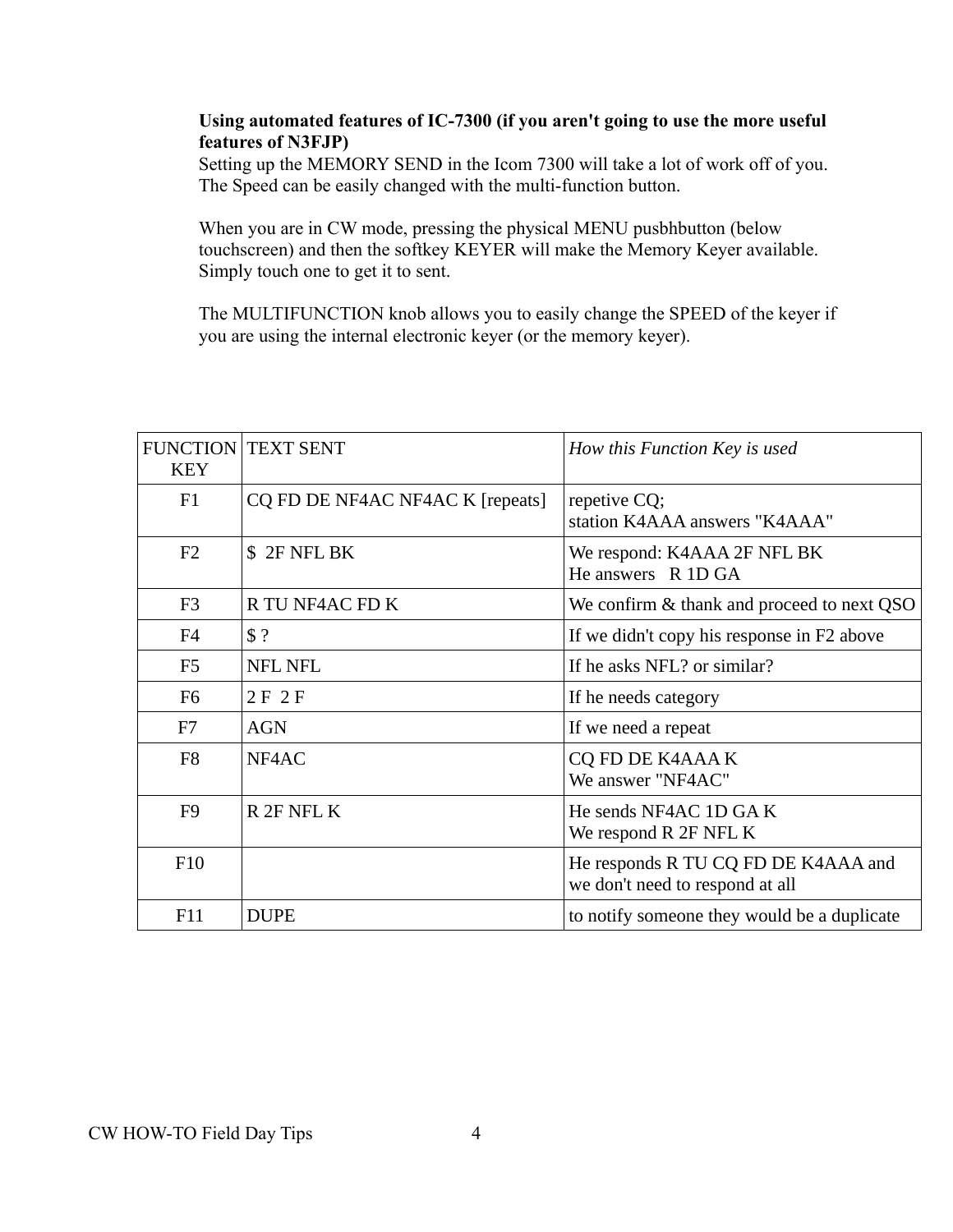**Using automated features of IC-7300 (if you aren't going to use the more useful features of N3FJP)**

Setting up the MEMORY SEND in the Icom 7300 will take a lot of work off of you. The Speed can be easily changed with the multi-function button.

When you are in CW mode, pressing the physical MENU pusbhbutton (below touchscreen) and then the softkey KEYER will make the Memory Keyer available. Simply touch one to get it to sent.

The MULTIFUNCTION knob allows you to easily change the SPEED of the keyer if you are using the internal electronic keyer (or the memory keyer).

| FUNCTION KEY | TEXT SENT | *How this Function Key is used* |
|---|---|---|
| F1 | CQ FD DE NF4AC NF4AC K [repeats] | repetive CQ;<br>station K4AAA answers "K4AAA" |
| F2 | $  2F NFL BK | We respond: K4AAA 2F NFL BK<br>He answers   R 1D GA |
| F3 | R TU NF4AC FD K | We confirm & thank and proceed to next QSO |
| F4 | $ ? | If we didn't copy his response in F2 above |
| F5 | NFL NFL | If he asks NFL? or similar? |
| F6 | 2 F  2 F | If he needs category |
| F7 | AGN | If we need a repeat |
| F8 | NF4AC | CQ FD DE K4AAA K<br>We answer "NF4AC" |
| F9 | R 2F NFL K | He sends NF4AC 1D GA K<br>We respond R 2F NFL K |
| F10 | | He responds R TU CQ FD DE K4AAA and we don't need to respond at all |
| F11 | DUPE | to notify someone they would be a duplicate |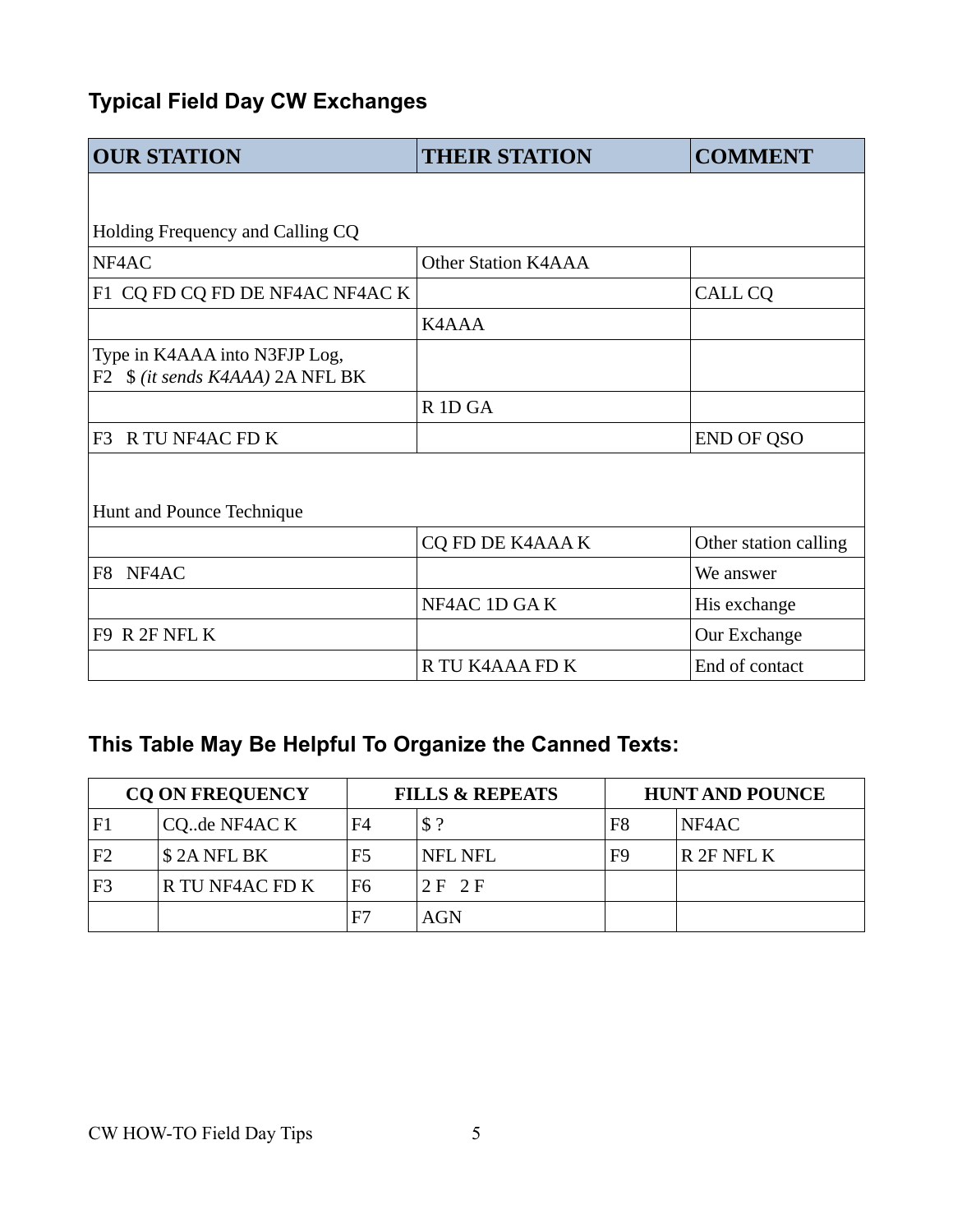## Typical Field Day CW Exchanges

| OUR STATION | THEIR STATION | COMMENT |
|---|---|---|
| Holding Frequency and Calling CQ | | |
| NF4AC | Other Station K4AAA | |
| F1 CQ FD CQ FD DE NF4AC NF4AC K | | CALL CQ |
| | K4AAA | |
| Type in K4AAA into N3FJP Log, F2 $ *(it sends K4AAA)* 2A NFL BK | | |
| | R 1D GA | |
| F3 R TU NF4AC FD K | | END OF QSO |
| Hunt and Pounce Technique | | |
| | CQ FD DE K4AAA K | Other station calling |
| F8 NF4AC | | We answer |
| | NF4AC 1D GA K | His exchange |
| F9 R 2F NFL K | | Our Exchange |
| | R TU K4AAA FD K | End of contact |

## This Table May Be Helpful To Organize the Canned Texts:

| CQ ON FREQUENCY | | FILLS & REPEATS | | HUNT AND POUNCE | |
|---|---|---|---|---|---|
| F1 | CQ..de NF4AC K | F4 | $ ? | F8 | NF4AC |
| F2 | $ 2A NFL BK | F5 | NFL NFL | F9 | R 2F NFL K |
| F3 | R TU NF4AC FD K | F6 | 2 F 2 F | | |
| | | F7 | AGN | | |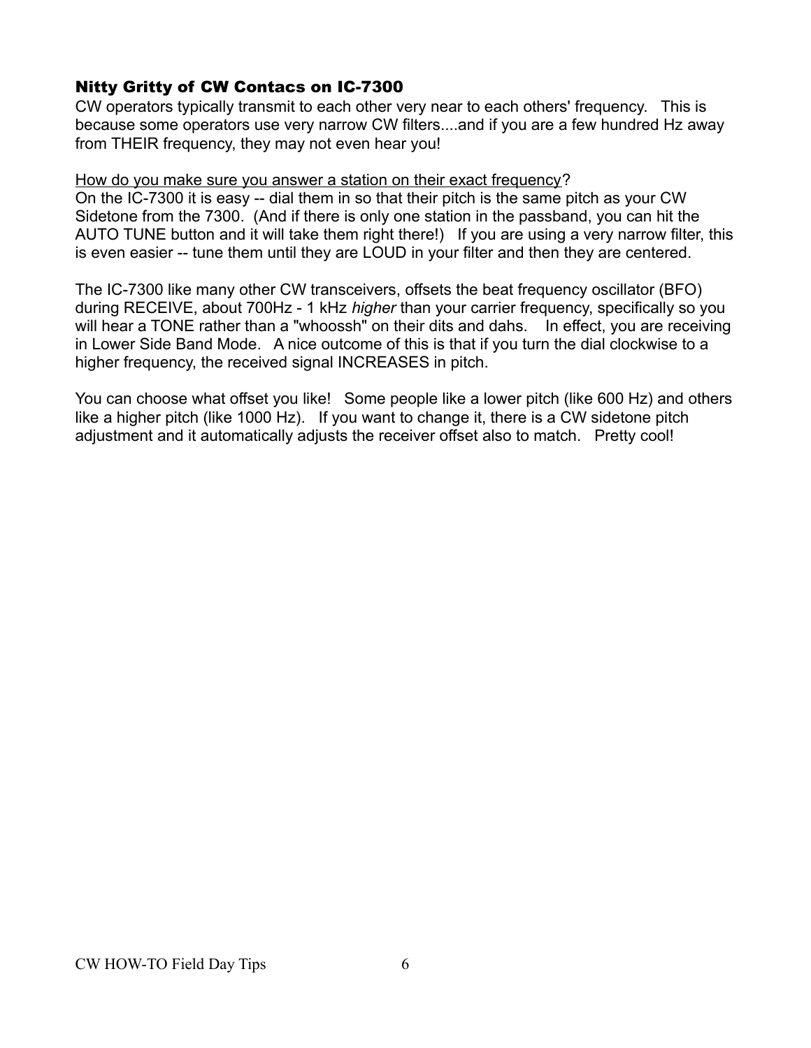## Nitty Gritty of CW Contacs on IC-7300

CW operators typically transmit to each other very near to each others' frequency. This is because some operators use very narrow CW filters....and if you are a few hundred Hz away from THEIR frequency, they may not even hear you!

<u>How do you make sure you answer a station on their exact frequency</u>?
On the IC-7300 it is easy -- dial them in so that their pitch is the same pitch as your CW Sidetone from the 7300. (And if there is only one station in the passband, you can hit the AUTO TUNE button and it will take them right there!) If you are using a very narrow filter, this is even easier -- tune them until they are LOUD in your filter and then they are centered.

The IC-7300 like many other CW transceivers, offsets the beat frequency oscillator (BFO) during RECEIVE, about 700Hz - 1 kHz *higher* than your carrier frequency, specifically so you will hear a TONE rather than a "whoossh" on their dits and dahs. In effect, you are receiving in Lower Side Band Mode. A nice outcome of this is that if you turn the dial clockwise to a higher frequency, the received signal INCREASES in pitch.

You can choose what offset you like! Some people like a lower pitch (like 600 Hz) and others like a higher pitch (like 1000 Hz). If you want to change it, there is a CW sidetone pitch adjustment and it automatically adjusts the receiver offset also to match. Pretty cool!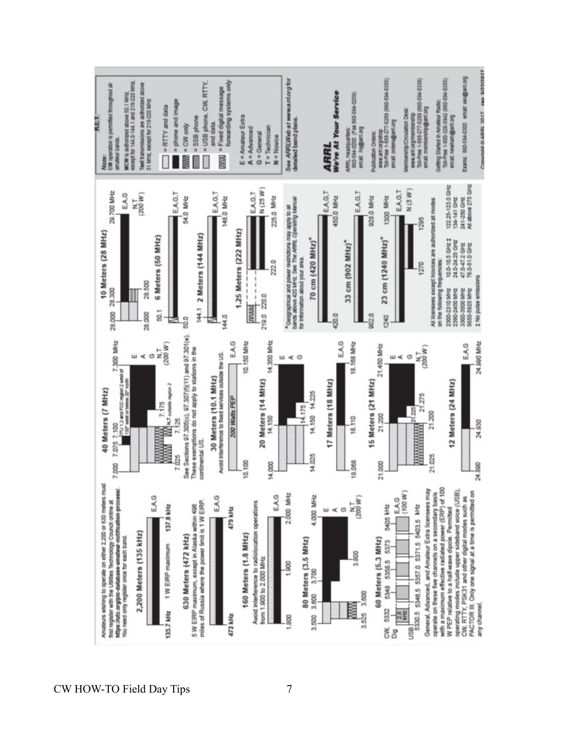Amateurs wishing to operate on either 2,200 or 630 meters must first register with the Utilities Technology Council online at **https://utc.org/plc-database-amateur-notification-process/**. You need only register once for each band.

**2,200 Meters (135 kHz)**

135.7 kHz  1 W EIRP maximum  137.8 kHz  E,A,G

**630 Meters (472 kHz)**

5 W EIRP maximum, except in Alaska within 496 miles of Russia where the power limit is 1 W EIRP.

472 kHz  479 kHz  E,A,G

**160 Meters (1.8 MHz)**

Avoid interference to radiolocation operations from 1.900 to 2.000 MHz

1.800  1.900  2.000 MHz  E,A,G

**80 Meters (3.5 MHz)**

3.500  3.600  3.700  4.000 MHz  E  A  G

3.525  3.600  3.800  N,T (200 W)

**60 Meters (5.3 MHz)**

CW, Dig  5332  5348  5358.5  5373  5405 kHz  2.8 kHz  E,A,G (100 W)

USB  5330.5  5346.5  5357.0  5371.5  5403.5 kHz

General, Advanced, and Amateur Extra licensees may operate on these five channels on a secondary basis with a maximum effective radiated power (ERP) of 100 W PEP relative to a half-wave dipole. Permitted operating modes include upper sideband voice (USB), CW, RTTY, PSK31 and other digital modes such as PACTOR III. Only one signal at a time is permitted on any channel.

**40 Meters (7 MHz)**

7.000  7.075  7.100  7.300 MHz  E  A  G

ITU 1,3 and FCC region 2 west of 130° west or below 20° north

7.025  7.125  7.175  N,T outside region 2  N,T (200 W)

See Sections 97.305(c), 97.307(f)(11) and 97.301(e). These exemptions do not apply to stations in the continental US.

**30 Meters (10.1 MHz)**

Avoid interference to fixed services outside the US.

10.100  200 Watts PEP  10.150 MHz  E,A,G

**20 Meters (14 MHz)**

14.000  14.150  14.350 MHz  E  A  G

14.025  14.150  14.175  14.225

**17 Meters (18 MHz)**

18.068  18.110  18.168 MHz  E,A,G

**15 Meters (21 MHz)**

21.000  21.200  21.450 MHz  E  A  G

21.025  21.200  21.225  21.275  N,T (200 W)

**12 Meters (24 MHz)**

24.890  24.930  24.990 MHz  E,A,G

**10 Meters (28 MHz)**

28.000  28.300  29.700 MHz  E,A,G

28.500  N,T (200 W)

**6 Meters (50 MHz)**

50.0  50.1  54.0 MHz  E,A,G,T

**2 Meters (144 MHz)**

144.0  144.1  148.0 MHz  E,A,G,T

**1.25 Meters (222 MHz)**

219.0  220.0  222.0  225.0 MHz  E,A,G,T  N (25 W)

*Geographical and power restrictions may apply to all bands above 420 MHz. See *The ARRL Operating Manual* for information about your area.

**70 cm (420 MHz)***

420.0  450.0 MHz  E,A,G,T

**33 cm (902 MHz)***

902.0  928.0 MHz  E,A,G,T

**23 cm (1240 MHz)***

1240  1270  1295  1300 MHz  E,A,G,T  N (5 W)

All licensees except Novices are authorized all modes on the following frequencies:

2300-2310 MHz  10.0-10.5 GHz ‡  122.25-123.0 GHz
2390-2450 MHz  24.0-24.25 GHz  134-141 GHz
3300-3500 MHz  47.0-47.2 GHz  241-250 GHz
5650-5925 MHz  76.0-81.0 GHz  All above 275 GHz

‡ No pulse emissions

**KEY**

*Note:*
CW operation is permitted throughout all amateur bands.
MCW is authorized above 50.1 MHz, except for 144.0-144.1 and 219-220 MHz.
Test transmissions are authorized above 51 MHz, except for 219-220 MHz

= RTTY and data
= phone and image
= CW only
= SSB phone
= USB phone, CW, RTTY, and data.
= Fixed digital message forwarding systems only

E = Amateur Extra
A = Advanced
G = General
T = Technician
N = Novice

See *ARRLWeb* at *www.arrl.org* for detailed band plans.

**ARRL**
***We're At Your Service***

ARRL Headquarters:
860-594-0200 (Fax 860-594-0259)
email: hq@arrl.org

Publication Orders:
www.arrl.org/shop
Toll-Free 1-888-277-5289 (860-594-0355)
email: orders@arrl.org

Membership/Circulation Desk:
www.arrl.org/membership
Toll-Free 1-888-277-5289 (860-594-0338)
email: membership@arrl.org

Getting Started in Amateur Radio:
Toll-Free 1-800-326-3942 (860-594-0355)
email: newham@arrl.org

Exams: 860-594-0300  email: vec@arrl.org

Copyright © ARRL 2017  rev. 3/22/2017